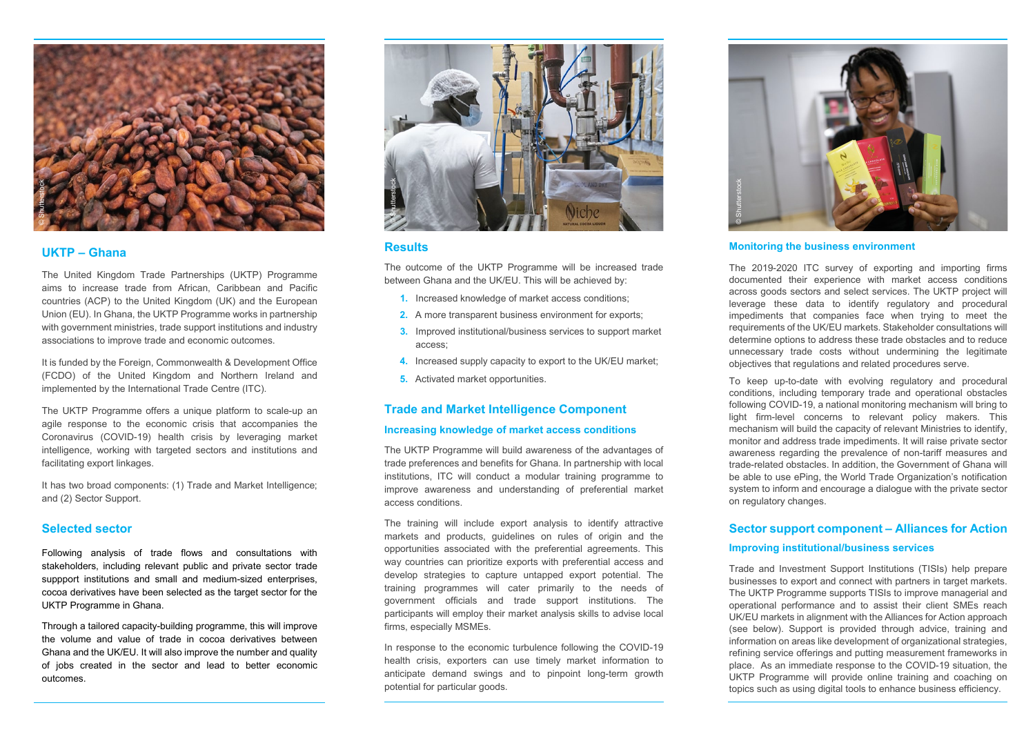## UKTP – Ghana

The United Kingdom Trade Partnerships (UKTP) Programme aims to increase trade from African, Caribbean and Pacific countries (ACP) to the United Kingdom (UK) and the European Union (EU). In Ghana, the UKTP Programme works in partnership with government ministries, trade support institutions and industry associations to improve trade and economic outcomes.

It is funded by the Foreign, Commonwealth & Development Office (FCDO) of the United Kingdom and Northern Ireland and implemented by the International Trade Centre (ITC).

The UKTP Programme offers a unique platform to scale-up an agile response to the economic crisis that accompanies the Coronavirus (COVID-19) health crisis by leveraging market intelligence, working with targeted sectors and institutions and facilitating export linkages.

It has two broad components: (1) Trade and Market Intelligence; and (2) Sector Support.

## Selected sector

Following analysis of trade flows and consultations with stakeholders, including relevant public and private sector trade suppport institutions and small and medium-sized enterprises, cocoa derivatives have been selected as the target sector for the UKTP Programme in Ghana.

Through a tailored capacity-building programme, this will improve the volume and value of trade in cocoa derivatives between Ghana and the UK/EU. It will also improve the number and quality of jobs created in the sector and lead to better economic outcomes.

## Results

The outcome of the UKTP Programme will be increased trade between Ghana and the UK/EU. This will be achieved by:

1. Increased knowledge of market access conditions;
2. A more transparent business environment for exports;
3. Improved institutional/business services to support market access;
4. Increased supply capacity to export to the UK/EU market;
5. Activated market opportunities.

## Trade and Market Intelligence Component

### Increasing knowledge of market access conditions

The UKTP Programme will build awareness of the advantages of trade preferences and benefits for Ghana. In partnership with local institutions, ITC will conduct a modular training programme to improve awareness and understanding of preferential market access conditions.

The training will include export analysis to identify attractive markets and products, guidelines on rules of origin and the opportunities associated with the preferential agreements. This way countries can prioritize exports with preferential access and develop strategies to capture untapped export potential. The training programmes will cater primarily to the needs of government officials and trade support institutions. The participants will employ their market analysis skills to advise local firms, especially MSMEs.

In response to the economic turbulence following the COVID-19 health crisis, exporters can use timely market information to anticipate demand swings and to pinpoint long-term growth potential for particular goods.

### Monitoring the business environment

The 2019-2020 ITC survey of exporting and importing firms documented their experience with market access conditions across goods sectors and select services. The UKTP project will leverage these data to identify regulatory and procedural impediments that companies face when trying to meet the requirements of the UK/EU markets. Stakeholder consultations will determine options to address these trade obstacles and to reduce unnecessary trade costs without undermining the legitimate objectives that regulations and related procedures serve.

To keep up-to-date with evolving regulatory and procedural conditions, including temporary trade and operational obstacles following COVID-19, a national monitoring mechanism will bring to light firm-level concerns to relevant policy makers. This mechanism will build the capacity of relevant Ministries to identify, monitor and address trade impediments. It will raise private sector awareness regarding the prevalence of non-tariff measures and trade-related obstacles. In addition, the Government of Ghana will be able to use ePing, the World Trade Organization's notification system to inform and encourage a dialogue with the private sector on regulatory changes.

## Sector support component – Alliances for Action

### Improving institutional/business services

Trade and Investment Support Institutions (TISIs) help prepare businesses to export and connect with partners in target markets. The UKTP Programme supports TISIs to improve managerial and operational performance and to assist their client SMEs reach UK/EU markets in alignment with the Alliances for Action approach (see below). Support is provided through advice, training and information on areas like development of organizational strategies, refining service offerings and putting measurement frameworks in place. As an immediate response to the COVID-19 situation, the UKTP Programme will provide online training and coaching on topics such as using digital tools to enhance business efficiency.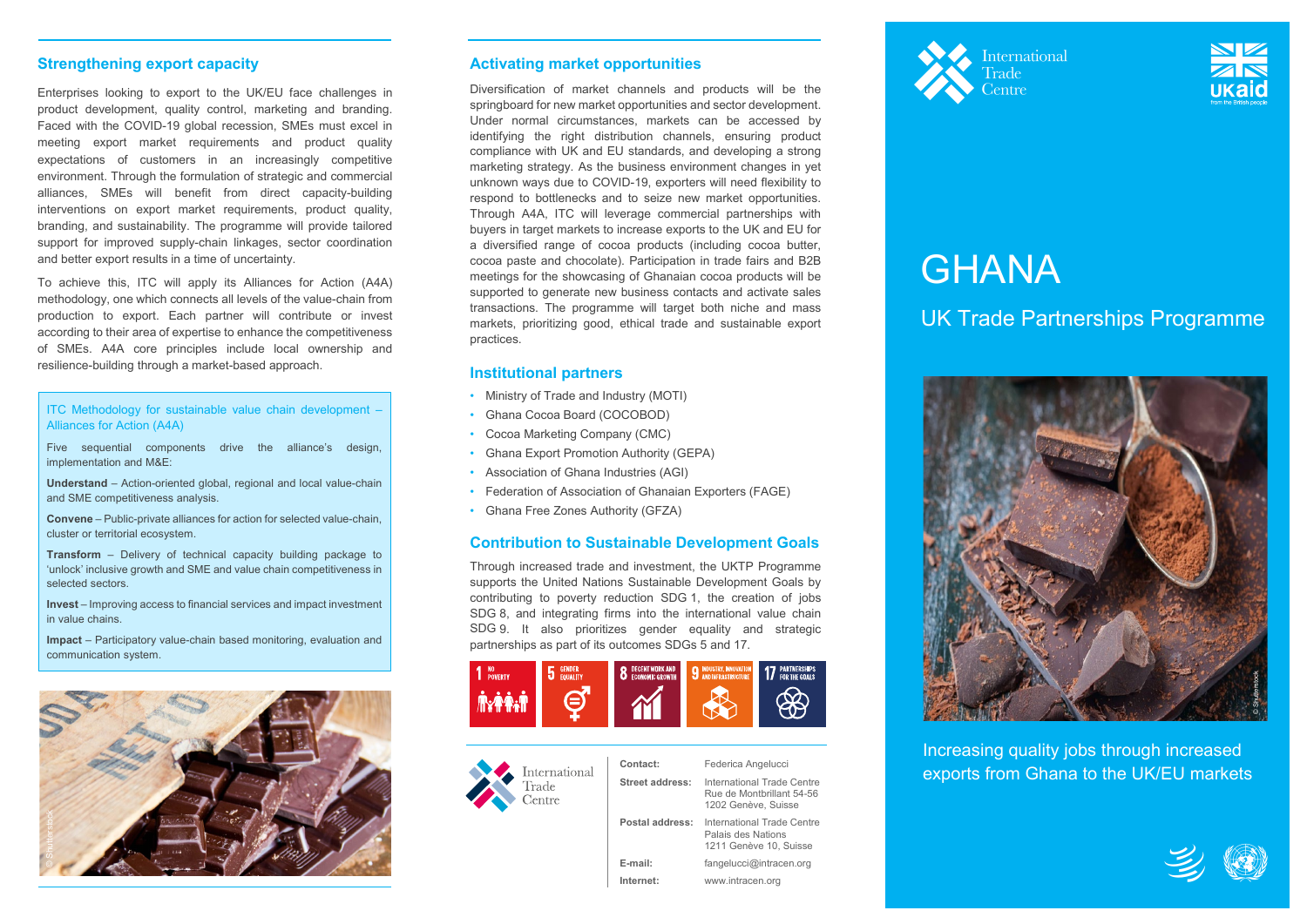## Strengthening export capacity

Enterprises looking to export to the UK/EU face challenges in product development, quality control, marketing and branding. Faced with the COVID-19 global recession, SMEs must excel in meeting export market requirements and product quality expectations of customers in an increasingly competitive environment. Through the formulation of strategic and commercial alliances, SMEs will benefit from direct capacity-building interventions on export market requirements, product quality, branding, and sustainability. The programme will provide tailored support for improved supply-chain linkages, sector coordination and better export results in a time of uncertainty.

To achieve this, ITC will apply its Alliances for Action (A4A) methodology, one which connects all levels of the value-chain from production to export. Each partner will contribute or invest according to their area of expertise to enhance the competitiveness of SMEs. A4A core principles include local ownership and resilience-building through a market-based approach.

> ITC Methodology for sustainable value chain development – Alliances for Action (A4A)
>
> Five sequential components drive the alliance's design, implementation and M&E:
>
> **Understand** – Action-oriented global, regional and local value-chain and SME competitiveness analysis.
>
> **Convene** – Public-private alliances for action for selected value-chain, cluster or territorial ecosystem.
>
> **Transform** – Delivery of technical capacity building package to 'unlock' inclusive growth and SME and value chain competitiveness in selected sectors.
>
> **Invest** – Improving access to financial services and impact investment in value chains.
>
> **Impact** – Participatory value-chain based monitoring, evaluation and communication system.

© Shutterstock

## Activating market opportunities

Diversification of market channels and products will be the springboard for new market opportunities and sector development. Under normal circumstances, markets can be accessed by identifying the right distribution channels, ensuring product compliance with UK and EU standards, and developing a strong marketing strategy. As the business environment changes in yet unknown ways due to COVID-19, exporters will need flexibility to respond to bottlenecks and to seize new market opportunities. Through A4A, ITC will leverage commercial partnerships with buyers in target markets to increase exports to the UK and EU for a diversified range of cocoa products (including cocoa butter, cocoa paste and chocolate). Participation in trade fairs and B2B meetings for the showcasing of Ghanaian cocoa products will be supported to generate new business contacts and activate sales transactions. The programme will target both niche and mass markets, prioritizing good, ethical trade and sustainable export practices.

## Institutional partners

- Ministry of Trade and Industry (MOTI)
- Ghana Cocoa Board (COCOBOD)
- Cocoa Marketing Company (CMC)
- Ghana Export Promotion Authority (GEPA)
- Association of Ghana Industries (AGI)
- Federation of Association of Ghanaian Exporters (FAGE)
- Ghana Free Zones Authority (GFZA)

## Contribution to Sustainable Development Goals

Through increased trade and investment, the UKTP Programme supports the United Nations Sustainable Development Goals by contributing to poverty reduction SDG 1, the creation of jobs SDG 8, and integrating firms into the international value chain SDG 9. It also prioritizes gender equality and strategic partnerships as part of its outcomes SDGs 5 and 17.

1 NO POVERTY
5 GENDER EQUALITY
8 DECENT WORK AND ECONOMIC GROWTH
9 INDUSTRY, INNOVATION AND INFRASTRUCTURE
17 PARTNERSHIPS FOR THE GOALS

International Trade Centre

| | |
|---|---|
| **Contact:** | Federica Angelucci |
| **Street address:** | International Trade Centre<br>Rue de Montbrillant 54-56<br>1202 Genève, Suisse |
| **Postal address:** | International Trade Centre<br>Palais des Nations<br>1211 Genève 10, Suisse |
| **E-mail:** | fangelucci@intracen.org |
| **Internet:** | www.intracen.org |

International Trade Centre

UKaid from the British people

# GHANA

## UK Trade Partnerships Programme

© Shutterstock

Increasing quality jobs through increased exports from Ghana to the UK/EU markets